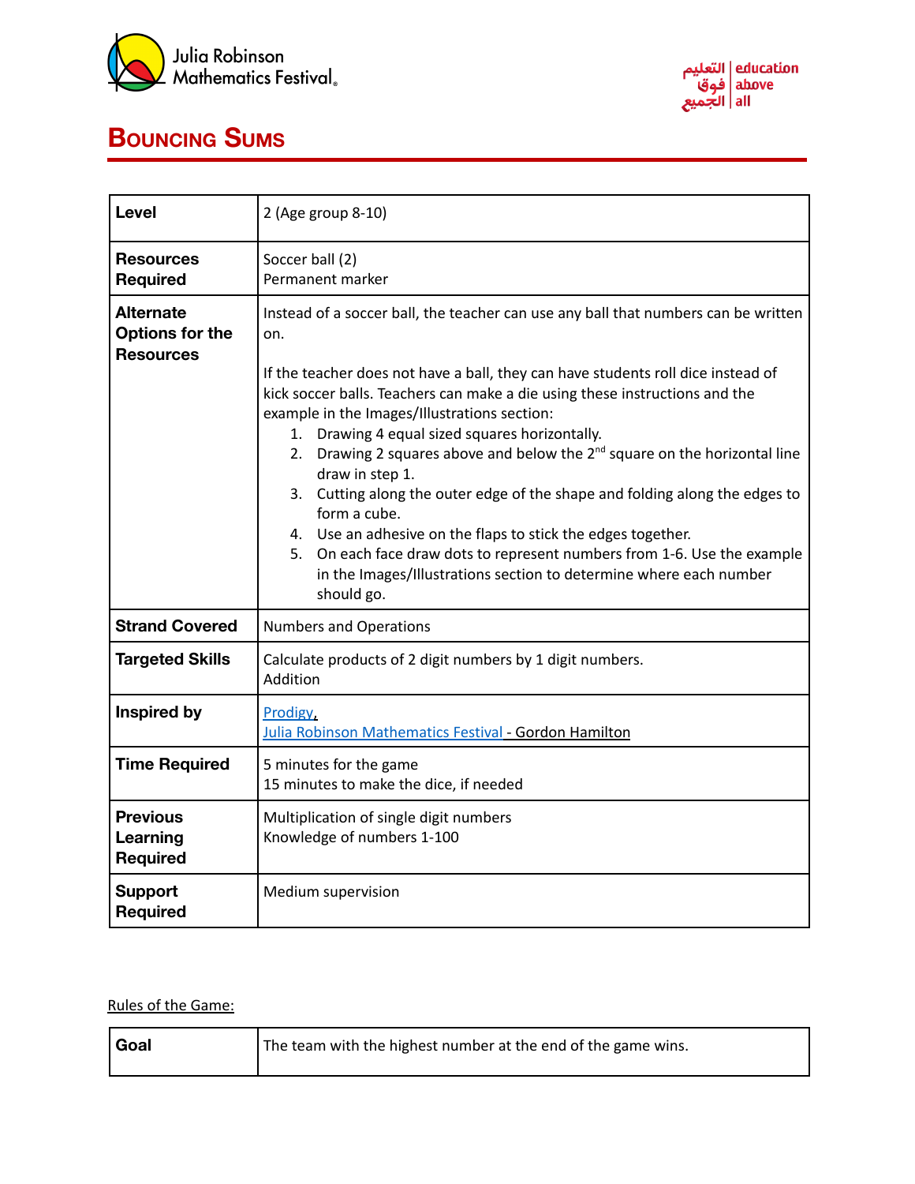# Bouncing Sums

| | |
|---|---|
| **Level** | 2 (Age group 8-10) |
| **Resources Required** | Soccer ball (2)<br>Permanent marker |
| **Alternate Options for the Resources** | Instead of a soccer ball, the teacher can use any ball that numbers can be written on.<br><br>If the teacher does not have a ball, they can have students roll dice instead of kick soccer balls. Teachers can make a die using these instructions and the example in the Images/Illustrations section:<br>1. Drawing 4 equal sized squares horizontally.<br>2. Drawing 2 squares above and below the 2nd square on the horizontal line draw in step 1.<br>3. Cutting along the outer edge of the shape and folding along the edges to form a cube.<br>4. Use an adhesive on the flaps to stick the edges together.<br>5. On each face draw dots to represent numbers from 1-6. Use the example in the Images/Illustrations section to determine where each number should go. |
| **Strand Covered** | Numbers and Operations |
| **Targeted Skills** | Calculate products of 2 digit numbers by 1 digit numbers.<br>Addition |
| **Inspired by** | Prodigy,<br>Julia Robinson Mathematics Festival - Gordon Hamilton |
| **Time Required** | 5 minutes for the game<br>15 minutes to make the dice, if needed |
| **Previous Learning Required** | Multiplication of single digit numbers<br>Knowledge of numbers 1-100 |
| **Support Required** | Medium supervision |

Rules of the Game:

| | |
|---|---|
| **Goal** | The team with the highest number at the end of the game wins. |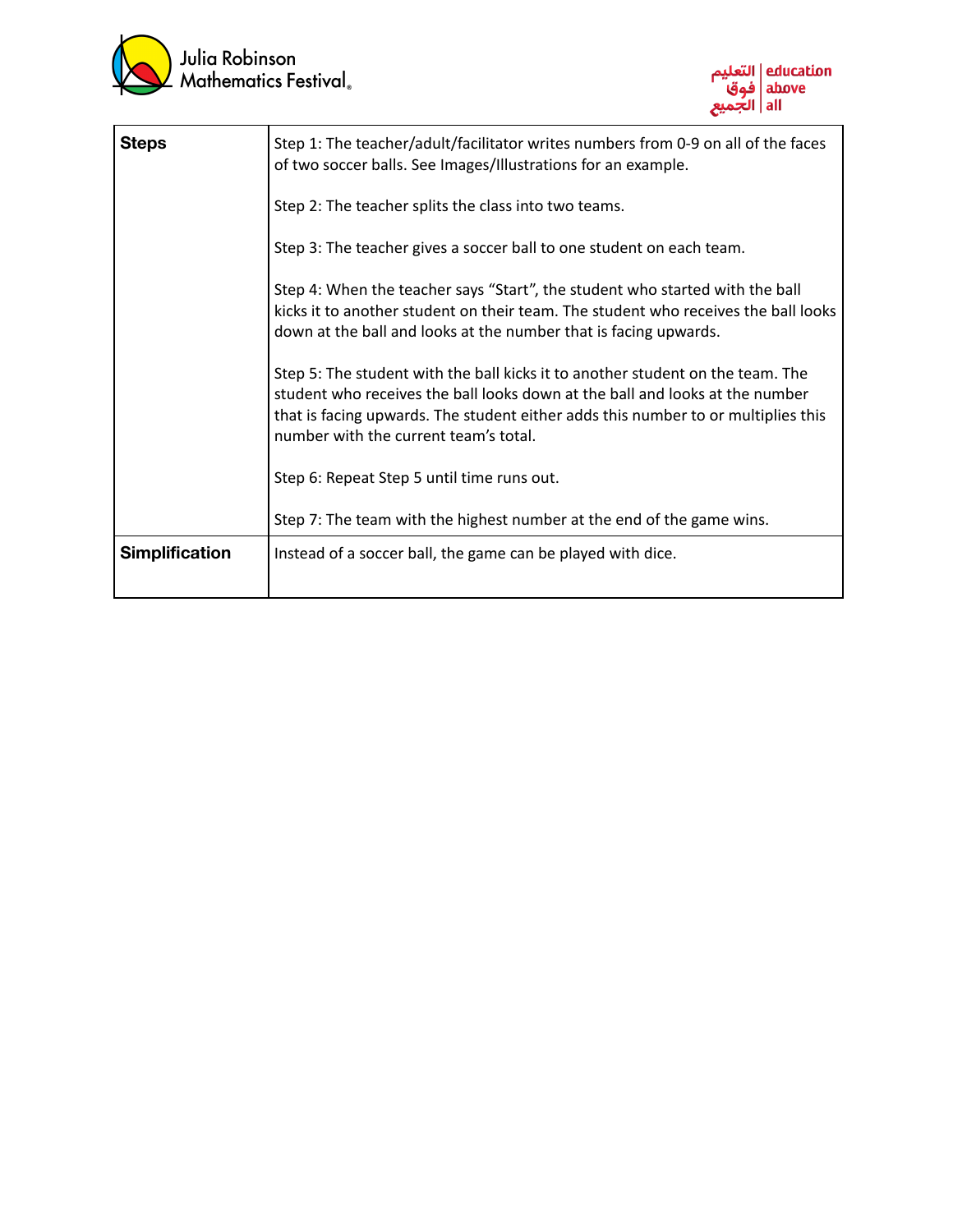| **Steps** | Step 1: The teacher/adult/facilitator writes numbers from 0-9 on all of the faces of two soccer balls. See Images/Illustrations for an example.<br><br>Step 2: The teacher splits the class into two teams.<br><br>Step 3: The teacher gives a soccer ball to one student on each team.<br><br>Step 4: When the teacher says "Start", the student who started with the ball kicks it to another student on their team. The student who receives the ball looks down at the ball and looks at the number that is facing upwards.<br><br>Step 5: The student with the ball kicks it to another student on the team. The student who receives the ball looks down at the ball and looks at the number that is facing upwards. The student either adds this number to or multiplies this number with the current team's total.<br><br>Step 6: Repeat Step 5 until time runs out.<br><br>Step 7: The team with the highest number at the end of the game wins. |
|---|---|
| **Simplification** | Instead of a soccer ball, the game can be played with dice. |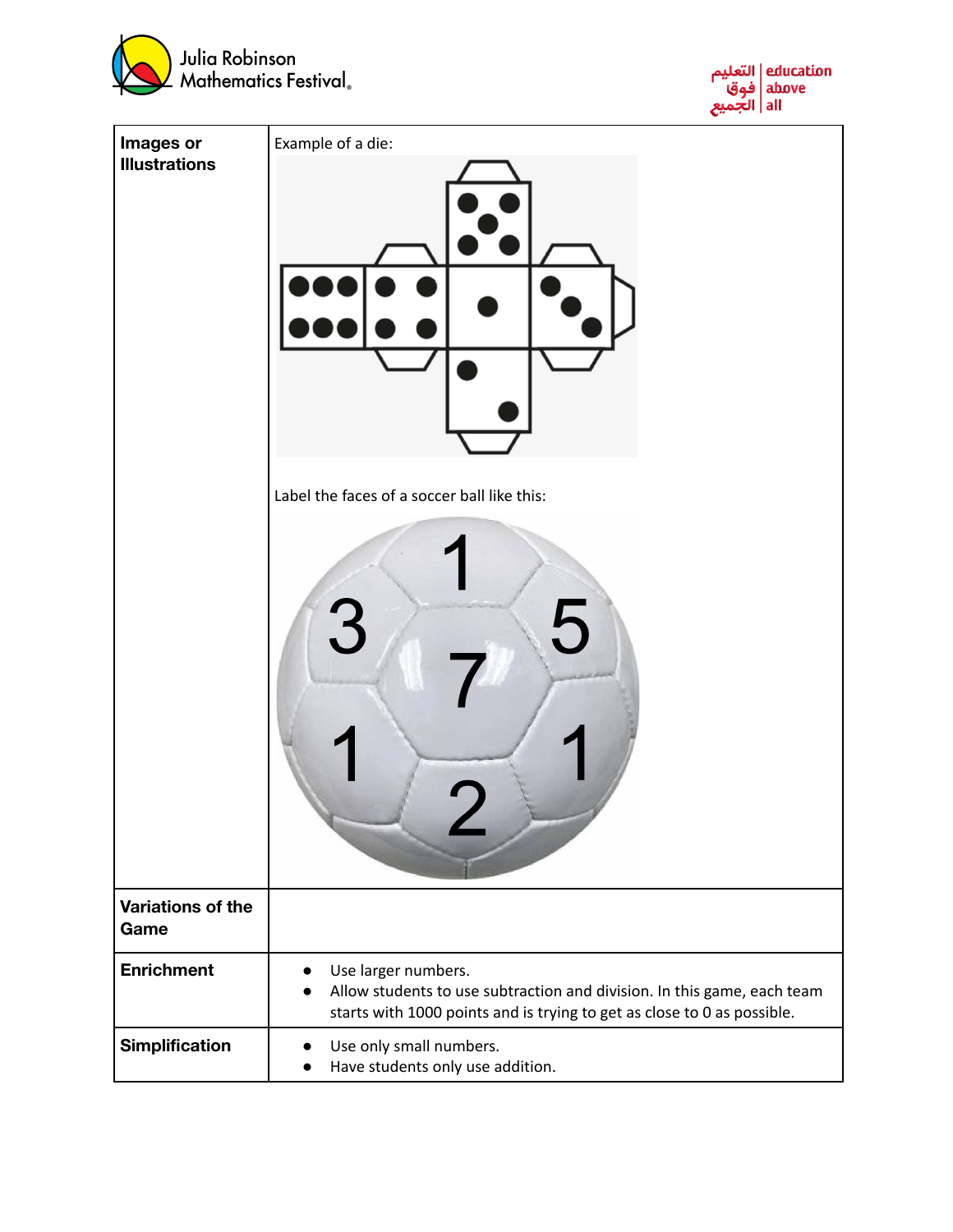| | |
|---|---|
| **Images or Illustrations** | Example of a die:<br><br>Label the faces of a soccer ball like this: |
| **Variations of the Game** | |
| **Enrichment** | • Use larger numbers.<br>• Allow students to use subtraction and division. In this game, each team starts with 1000 points and is trying to get as close to 0 as possible. |
| **Simplification** | • Use only small numbers.<br>• Have students only use addition. |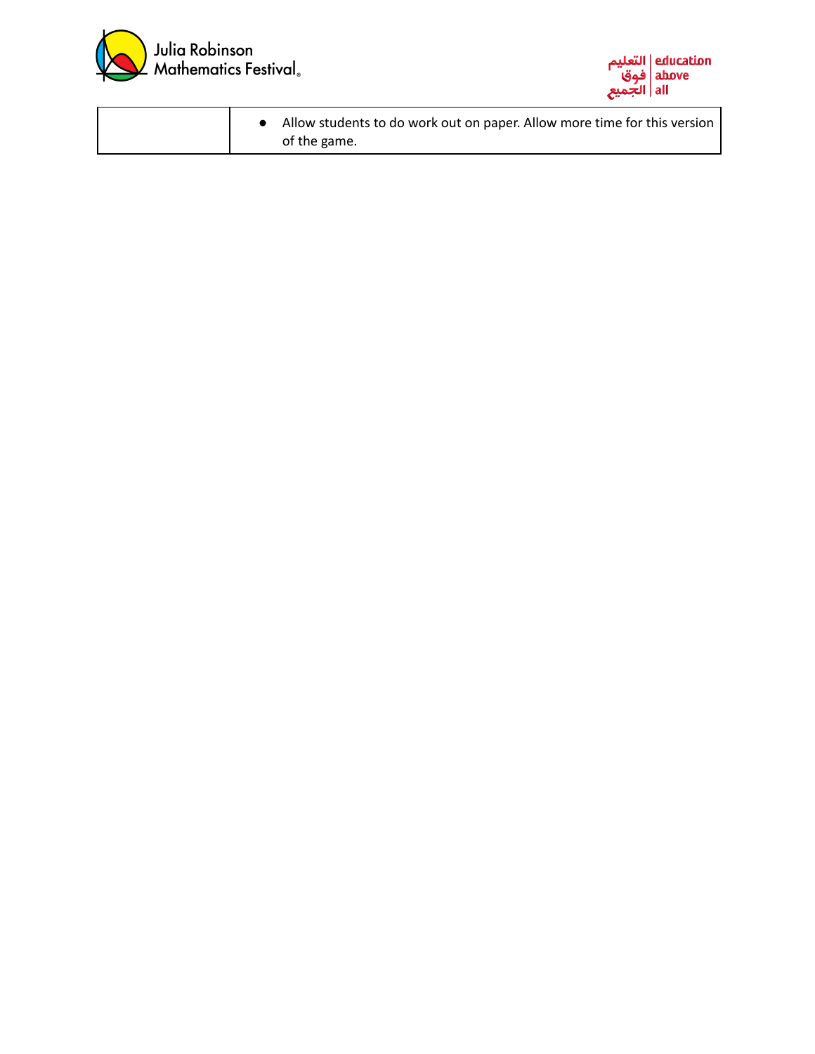| | |
|---|---|
| | • Allow students to do work out on paper. Allow more time for this version of the game. |